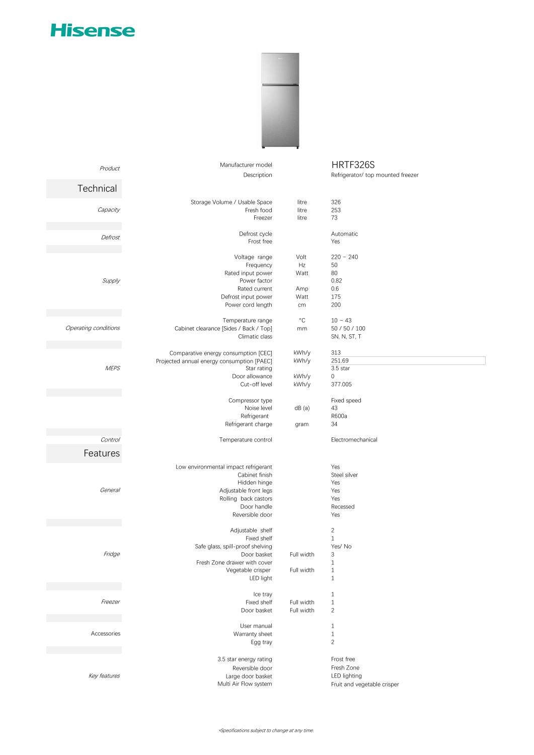# Hisense

| Section | Item | Unit | Value |
|---|---|---|---|
| *Product* | Manufacturer model | | HRTF326S |
| | Description | | Refrigerator/ top mounted freezer |

## Technical

| Section | Item | Unit | Value |
|---|---|---|---|
| *Capacity* | Storage Volume / Usable Space | litre | 326 |
| | Fresh food | litre | 253 |
| | Freezer | litre | 73 |
| *Defrost* | Defrost cycle | | Automatic |
| | Frost free | | Yes |
| *Supply* | Voltage range | Volt | 220 – 240 |
| | Frequency | Hz | 50 |
| | Rated input power | Watt | 80 |
| | Power factor | | 0.82 |
| | Rated current | Amp | 0.6 |
| | Defrost input power | Watt | 175 |
| | Power cord length | cm | 200 |
| *Operating conditions* | Temperature range | °C | 10 – 43 |
| | Cabinet clearance [Sides / Back / Top] | mm | 50 / 50 / 100 |
| | Climatic class | | SN, N, ST, T |
| *MEPS* | Comparative energy consumption [CEC] | kWh/y | 313 |
| | Projected annual energy consumption [PAEC] | kWh/y | 251.69 |
| | Star rating | | 3.5 star |
| | Door allowance | kWh/y | 0 |
| | Cut-off level | kWh/y | 377.005 |
| | Compressor type | | Fixed speed |
| | Noise level | dB (a) | 43 |
| | Refrigerant | | R600a |
| | Refrigerant charge | gram | 34 |
| *Control* | Temperature control | | Electromechanical |

## Features

| Section | Item | Unit | Value |
|---|---|---|---|
| *General* | Low environmental impact refrigerant | | Yes |
| | Cabinet finish | | Steel silver |
| | Hidden hinge | | Yes |
| | Adjustable front legs | | Yes |
| | Rolling back castors | | Yes |
| | Door handle | | Recessed |
| | Reversible door | | Yes |
| *Fridge* | Adjustable shelf | | 2 |
| | Fixed shelf | | 1 |
| | Safe glass, spill-proof shelving | | Yes/ No |
| | Door basket | Full width | 3 |
| | Fresh Zone drawer with cover | | 1 |
| | Vegetable crisper | Full width | 1 |
| | LED light | | 1 |
| *Freezer* | Ice tray | | 1 |
| | Fixed shelf | Full width | 1 |
| | Door basket | Full width | 2 |
| Accessories | User manual | | 1 |
| | Warranty sheet | | 1 |
| | Egg tray | | 2 |

| *Key features* | |
|---|---|
| 3.5 star energy rating | Frost free |
| Reversible door | Fresh Zone |
| Large door basket | LED lighting |
| Multi Air Flow system | Fruit and vegetable crisper |

*Specifications subject to change at any time.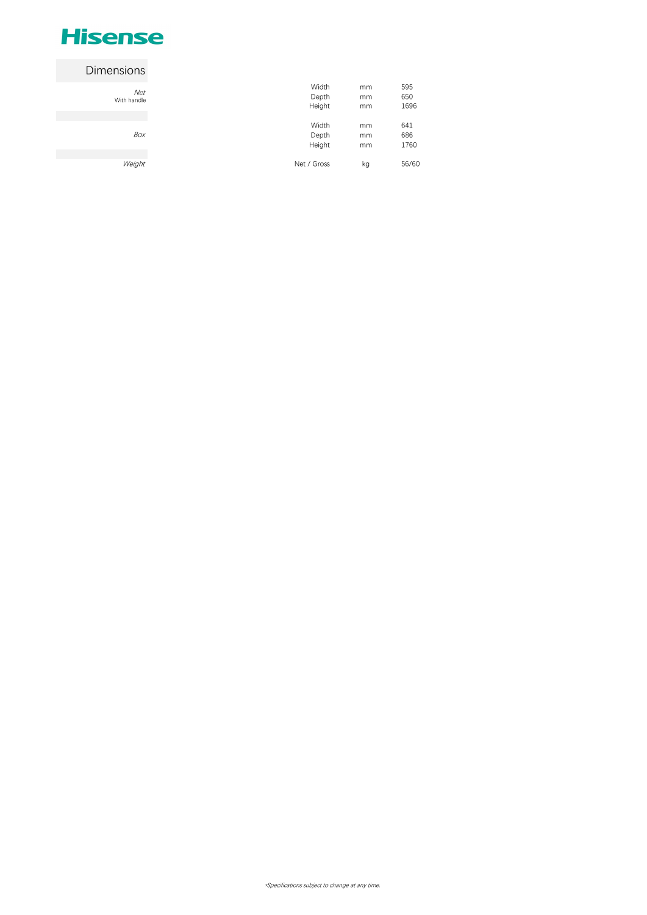## Dimensions

| | | | |
|---|---|---|---|
| *Net* With handle | Width | mm | 595 |
| | Depth | mm | 650 |
| | Height | mm | 1696 |
| *Box* | Width | mm | 641 |
| | Depth | mm | 686 |
| | Height | mm | 1760 |
| *Weight* | Net / Gross | kg | 56/60 |

*Specifications subject to change at any time.